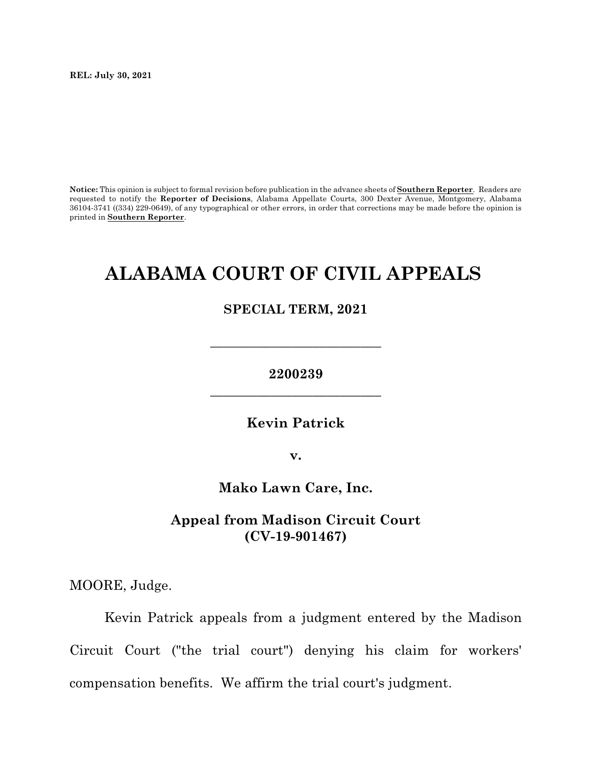**REL: July 30, 2021**

**Notice:** This opinion is subject to formal revision before publication in the advance sheets of **Southern Reporter**. Readers are requested to notify the **Reporter of Decisions**, Alabama Appellate Courts, 300 Dexter Avenue, Montgomery, Alabama 36104-3741 ((334) 229-0649), of any typographical or other errors, in order that corrections may be made before the opinion is printed in **Southern Reporter**.

# ALABAMA COURT OF CIVIL APPEALS

**SPECIAL TERM, 2021**

_________________________

**2200239**

_________________________

**Kevin Patrick**

**v.**

**Mako Lawn Care, Inc.**

**Appeal from Madison Circuit Court (CV-19-901467)**

MOORE, Judge.

Kevin Patrick appeals from a judgment entered by the Madison Circuit Court ("the trial court") denying his claim for workers' compensation benefits. We affirm the trial court's judgment.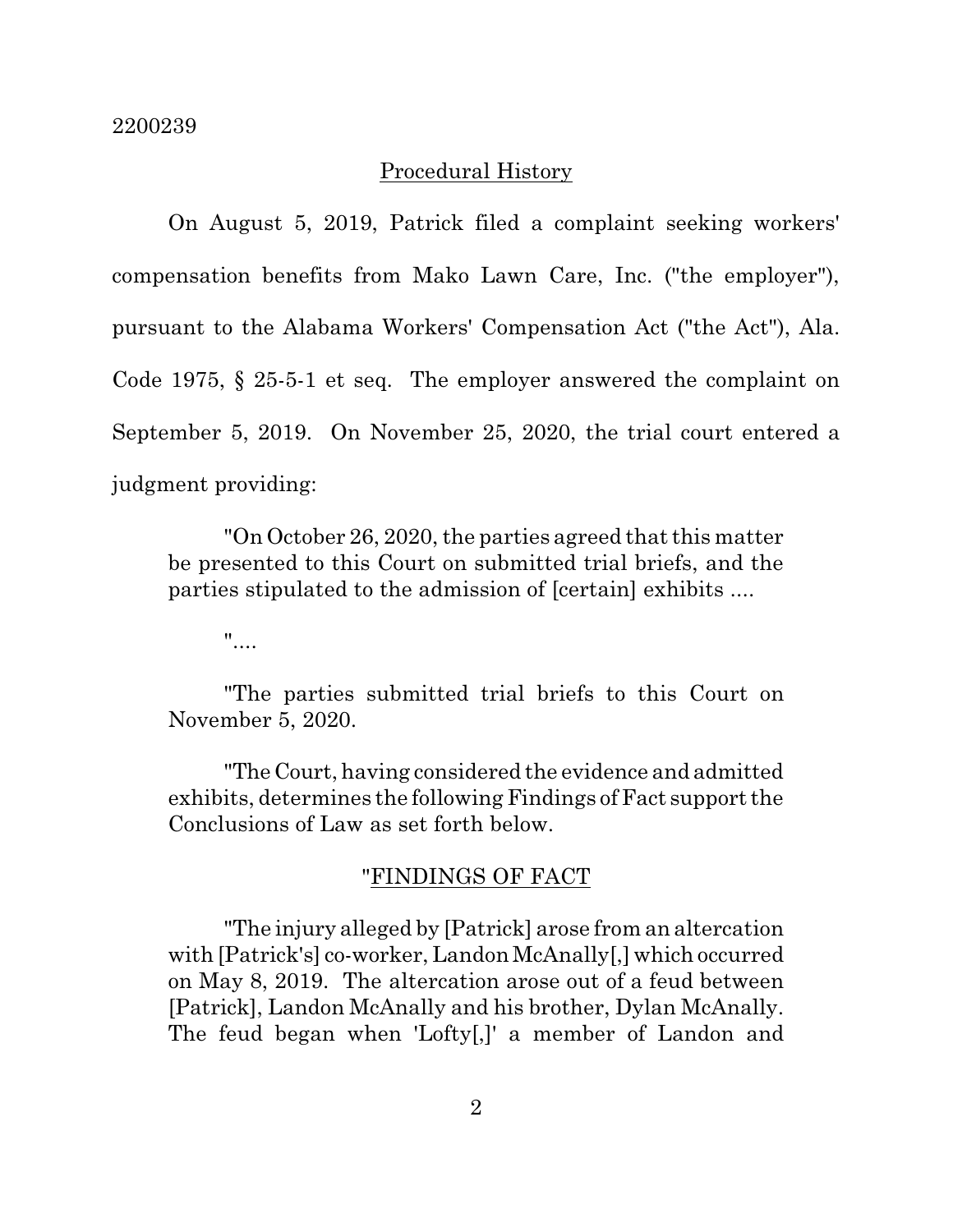## Procedural History

On August 5, 2019, Patrick filed a complaint seeking workers' compensation benefits from Mako Lawn Care, Inc. ("the employer"), pursuant to the Alabama Workers' Compensation Act ("the Act"), Ala. Code 1975, § 25-5-1 et seq. The employer answered the complaint on September 5, 2019. On November 25, 2020, the trial court entered a judgment providing:

> "On October 26, 2020, the parties agreed that this matter be presented to this Court on submitted trial briefs, and the parties stipulated to the admission of [certain] exhibits ....
>
> "....
>
> "The parties submitted trial briefs to this Court on November 5, 2020.
>
> "The Court, having considered the evidence and admitted exhibits, determines the following Findings of Fact support the Conclusions of Law as set forth below.
>
> "FINDINGS OF FACT
>
> "The injury alleged by [Patrick] arose from an altercation with [Patrick's] co-worker, Landon McAnally[,] which occurred on May 8, 2019. The altercation arose out of a feud between [Patrick], Landon McAnally and his brother, Dylan McAnally. The feud began when 'Lofty[,]' a member of Landon and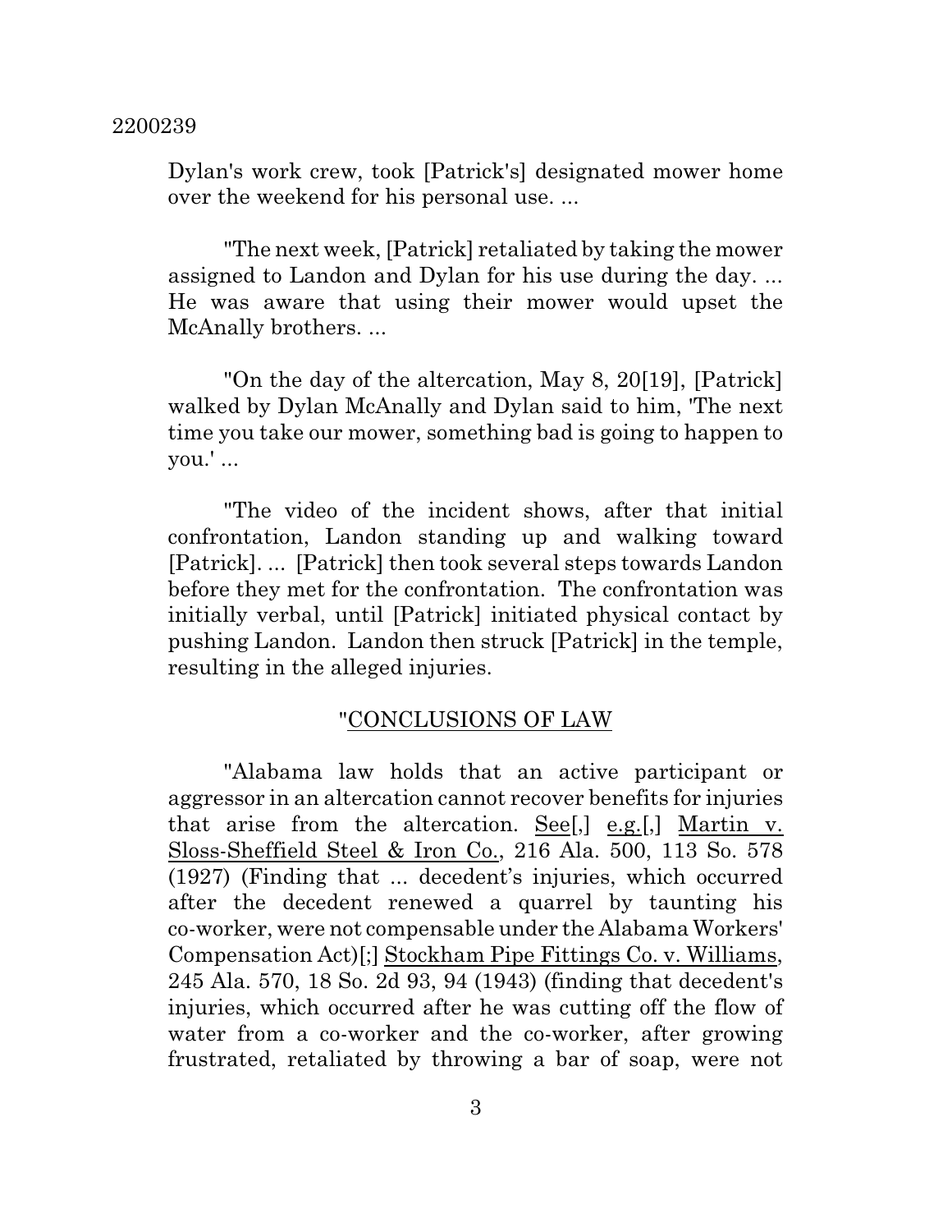Dylan's work crew, took [Patrick's] designated mower home over the weekend for his personal use. ...

"The next week, [Patrick] retaliated by taking the mower assigned to Landon and Dylan for his use during the day. ... He was aware that using their mower would upset the McAnally brothers. ...

"On the day of the altercation, May 8, 20[19], [Patrick] walked by Dylan McAnally and Dylan said to him, 'The next time you take our mower, something bad is going to happen to you.' ...

"The video of the incident shows, after that initial confrontation, Landon standing up and walking toward [Patrick]. ... [Patrick] then took several steps towards Landon before they met for the confrontation. The confrontation was initially verbal, until [Patrick] initiated physical contact by pushing Landon. Landon then struck [Patrick] in the temple, resulting in the alleged injuries.

"CONCLUSIONS OF LAW

"Alabama law holds that an active participant or aggressor in an altercation cannot recover benefits for injuries that arise from the altercation. See[,] e.g.[,] Martin v. Sloss-Sheffield Steel & Iron Co., 216 Ala. 500, 113 So. 578 (1927) (Finding that ... decedent's injuries, which occurred after the decedent renewed a quarrel by taunting his co-worker, were not compensable under the Alabama Workers' Compensation Act)[;] Stockham Pipe Fittings Co. v. Williams, 245 Ala. 570, 18 So. 2d 93, 94 (1943) (finding that decedent's injuries, which occurred after he was cutting off the flow of water from a co-worker and the co-worker, after growing frustrated, retaliated by throwing a bar of soap, were not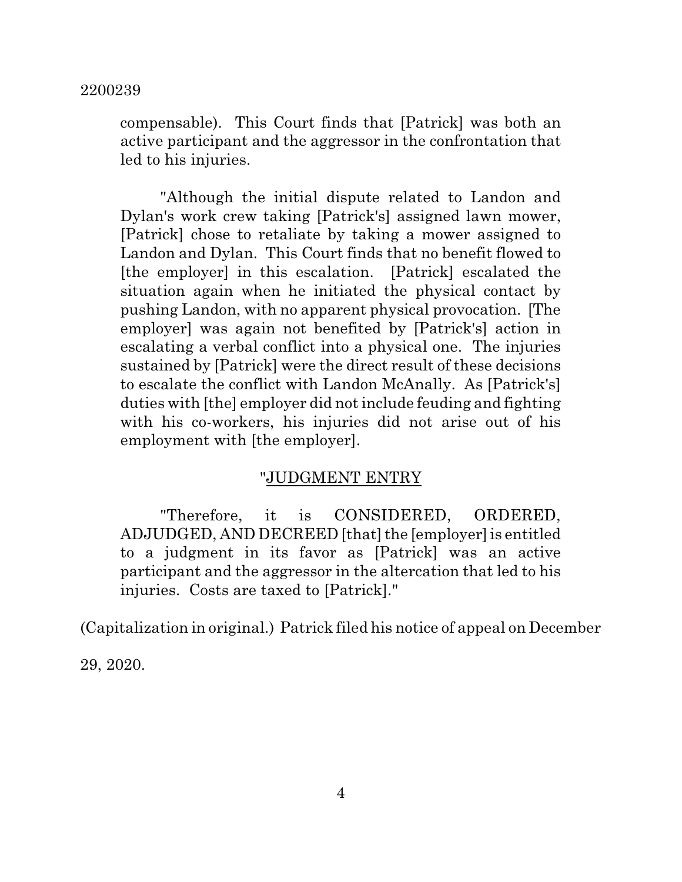compensable). This Court finds that [Patrick] was both an active participant and the aggressor in the confrontation that led to his injuries.

"Although the initial dispute related to Landon and Dylan's work crew taking [Patrick's] assigned lawn mower, [Patrick] chose to retaliate by taking a mower assigned to Landon and Dylan. This Court finds that no benefit flowed to [the employer] in this escalation. [Patrick] escalated the situation again when he initiated the physical contact by pushing Landon, with no apparent physical provocation. [The employer] was again not benefited by [Patrick's] action in escalating a verbal conflict into a physical one. The injuries sustained by [Patrick] were the direct result of these decisions to escalate the conflict with Landon McAnally. As [Patrick's] duties with [the] employer did not include feuding and fighting with his co-workers, his injuries did not arise out of his employment with [the employer].

"<u>JUDGMENT ENTRY</u>

"Therefore, it is CONSIDERED, ORDERED, ADJUDGED, AND DECREED [that] the [employer] is entitled to a judgment in its favor as [Patrick] was an active participant and the aggressor in the altercation that led to his injuries. Costs are taxed to [Patrick]."

(Capitalization in original.) Patrick filed his notice of appeal on December 29, 2020.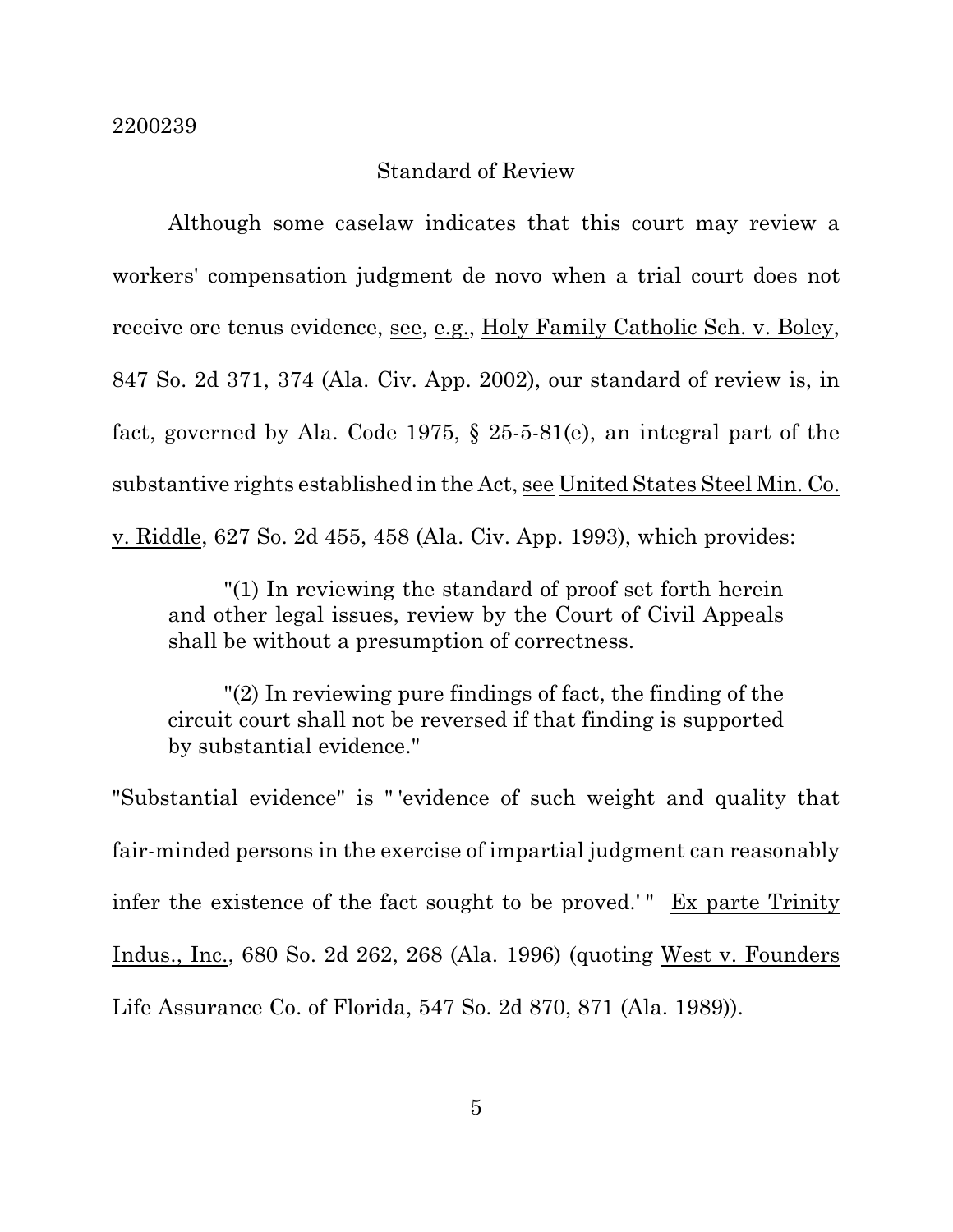## Standard of Review

Although some caselaw indicates that this court may review a workers' compensation judgment de novo when a trial court does not receive ore tenus evidence, see, e.g., Holy Family Catholic Sch. v. Boley, 847 So. 2d 371, 374 (Ala. Civ. App. 2002), our standard of review is, in fact, governed by Ala. Code 1975, § 25-5-81(e), an integral part of the substantive rights established in the Act, see United States Steel Min. Co. v. Riddle, 627 So. 2d 455, 458 (Ala. Civ. App. 1993), which provides:

> "(1) In reviewing the standard of proof set forth herein and other legal issues, review by the Court of Civil Appeals shall be without a presumption of correctness.
>
> "(2) In reviewing pure findings of fact, the finding of the circuit court shall not be reversed if that finding is supported by substantial evidence."

"Substantial evidence" is " 'evidence of such weight and quality that fair-minded persons in the exercise of impartial judgment can reasonably infer the existence of the fact sought to be proved.' " Ex parte Trinity Indus., Inc., 680 So. 2d 262, 268 (Ala. 1996) (quoting West v. Founders Life Assurance Co. of Florida, 547 So. 2d 870, 871 (Ala. 1989)).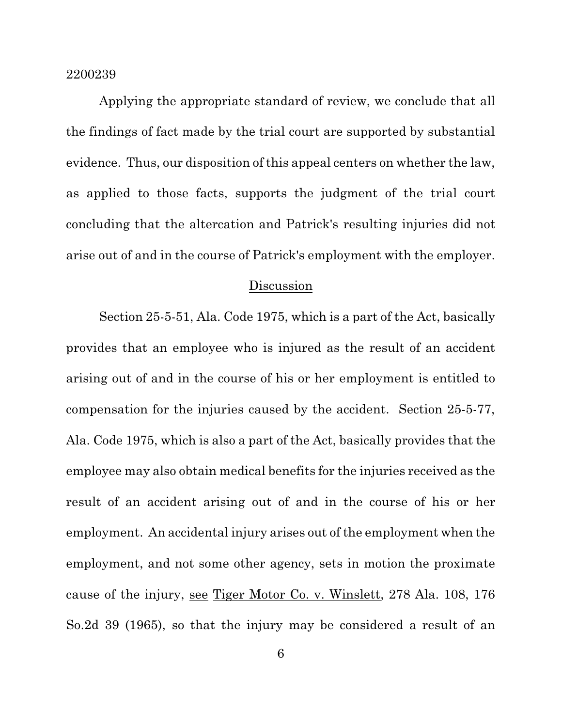Applying the appropriate standard of review, we conclude that all the findings of fact made by the trial court are supported by substantial evidence. Thus, our disposition of this appeal centers on whether the law, as applied to those facts, supports the judgment of the trial court concluding that the altercation and Patrick's resulting injuries did not arise out of and in the course of Patrick's employment with the employer.

## Discussion

Section 25-5-51, Ala. Code 1975, which is a part of the Act, basically provides that an employee who is injured as the result of an accident arising out of and in the course of his or her employment is entitled to compensation for the injuries caused by the accident. Section 25-5-77, Ala. Code 1975, which is also a part of the Act, basically provides that the employee may also obtain medical benefits for the injuries received as the result of an accident arising out of and in the course of his or her employment. An accidental injury arises out of the employment when the employment, and not some other agency, sets in motion the proximate cause of the injury, see Tiger Motor Co. v. Winslett, 278 Ala. 108, 176 So.2d 39 (1965), so that the injury may be considered a result of an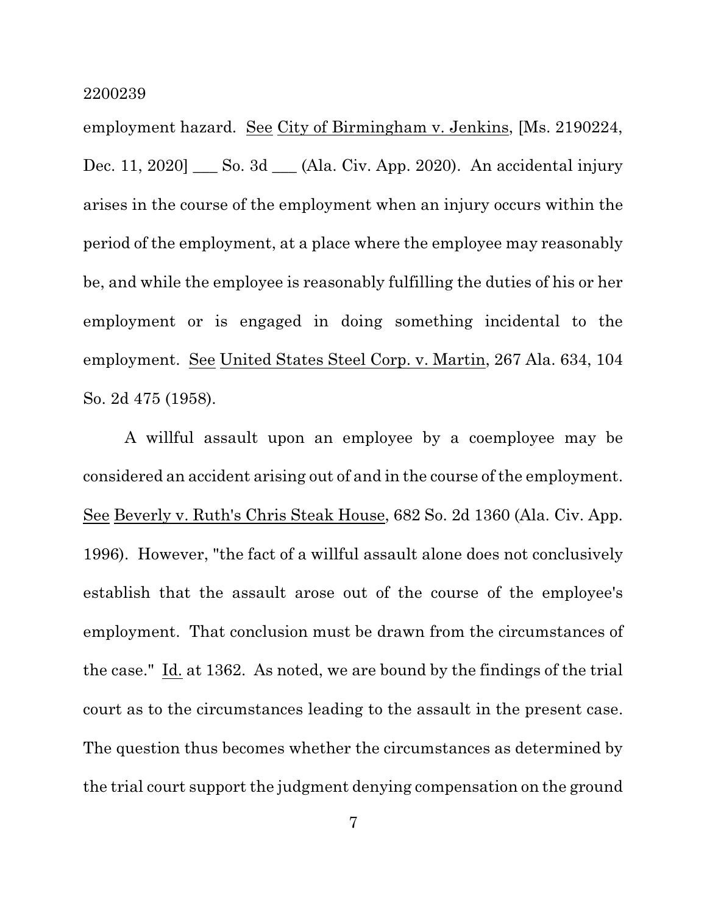employment hazard. See City of Birmingham v. Jenkins, [Ms. 2190224, Dec. 11, 2020] ___ So. 3d ___ (Ala. Civ. App. 2020). An accidental injury arises in the course of the employment when an injury occurs within the period of the employment, at a place where the employee may reasonably be, and while the employee is reasonably fulfilling the duties of his or her employment or is engaged in doing something incidental to the employment. See United States Steel Corp. v. Martin, 267 Ala. 634, 104 So. 2d 475 (1958).

A willful assault upon an employee by a coemployee may be considered an accident arising out of and in the course of the employment. See Beverly v. Ruth's Chris Steak House, 682 So. 2d 1360 (Ala. Civ. App. 1996). However, "the fact of a willful assault alone does not conclusively establish that the assault arose out of the course of the employee's employment. That conclusion must be drawn from the circumstances of the case." Id. at 1362. As noted, we are bound by the findings of the trial court as to the circumstances leading to the assault in the present case. The question thus becomes whether the circumstances as determined by the trial court support the judgment denying compensation on the ground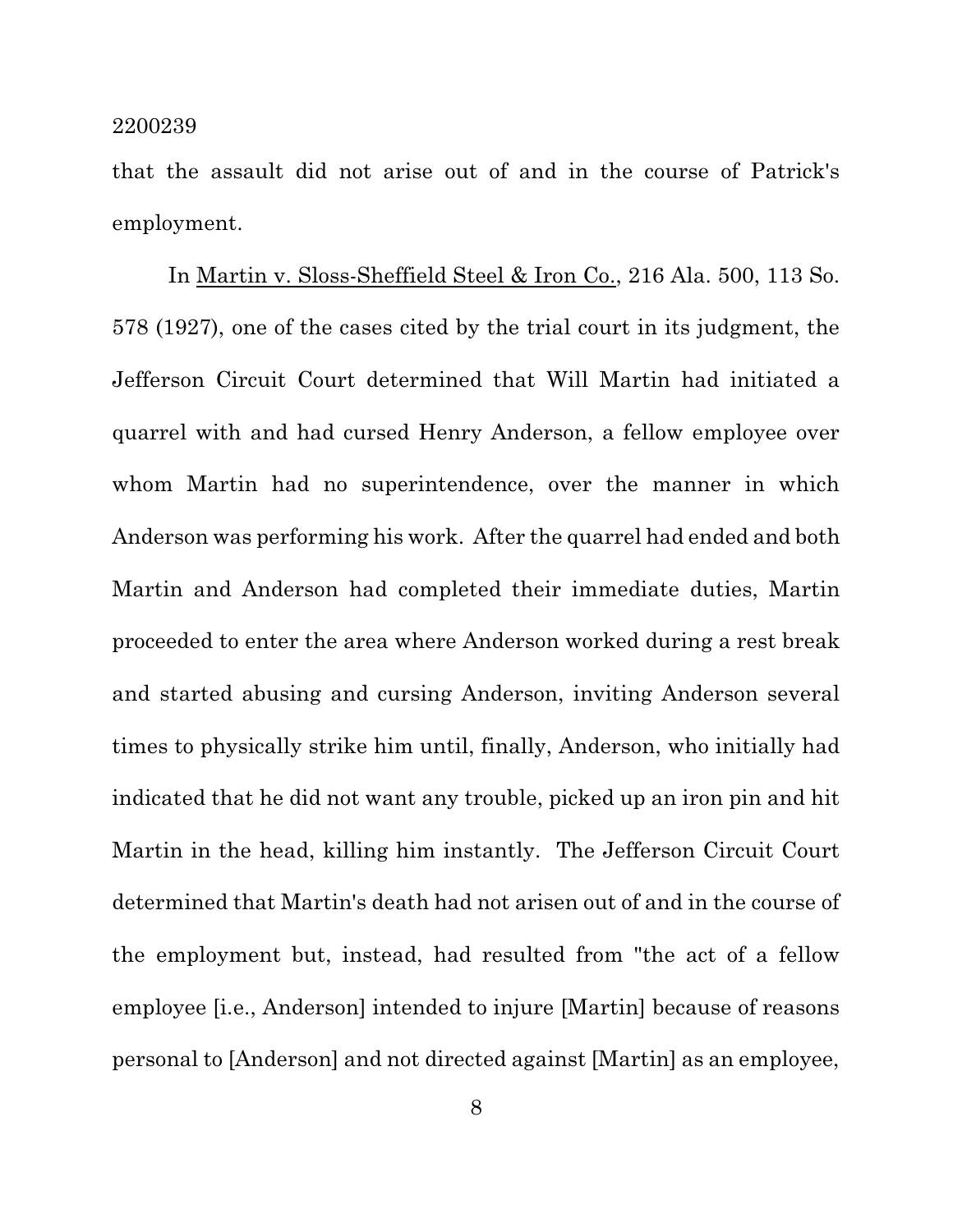that the assault did not arise out of and in the course of Patrick's employment.

In Martin v. Sloss-Sheffield Steel & Iron Co., 216 Ala. 500, 113 So. 578 (1927), one of the cases cited by the trial court in its judgment, the Jefferson Circuit Court determined that Will Martin had initiated a quarrel with and had cursed Henry Anderson, a fellow employee over whom Martin had no superintendence, over the manner in which Anderson was performing his work. After the quarrel had ended and both Martin and Anderson had completed their immediate duties, Martin proceeded to enter the area where Anderson worked during a rest break and started abusing and cursing Anderson, inviting Anderson several times to physically strike him until, finally, Anderson, who initially had indicated that he did not want any trouble, picked up an iron pin and hit Martin in the head, killing him instantly. The Jefferson Circuit Court determined that Martin's death had not arisen out of and in the course of the employment but, instead, had resulted from "the act of a fellow employee [i.e., Anderson] intended to injure [Martin] because of reasons personal to [Anderson] and not directed against [Martin] as an employee,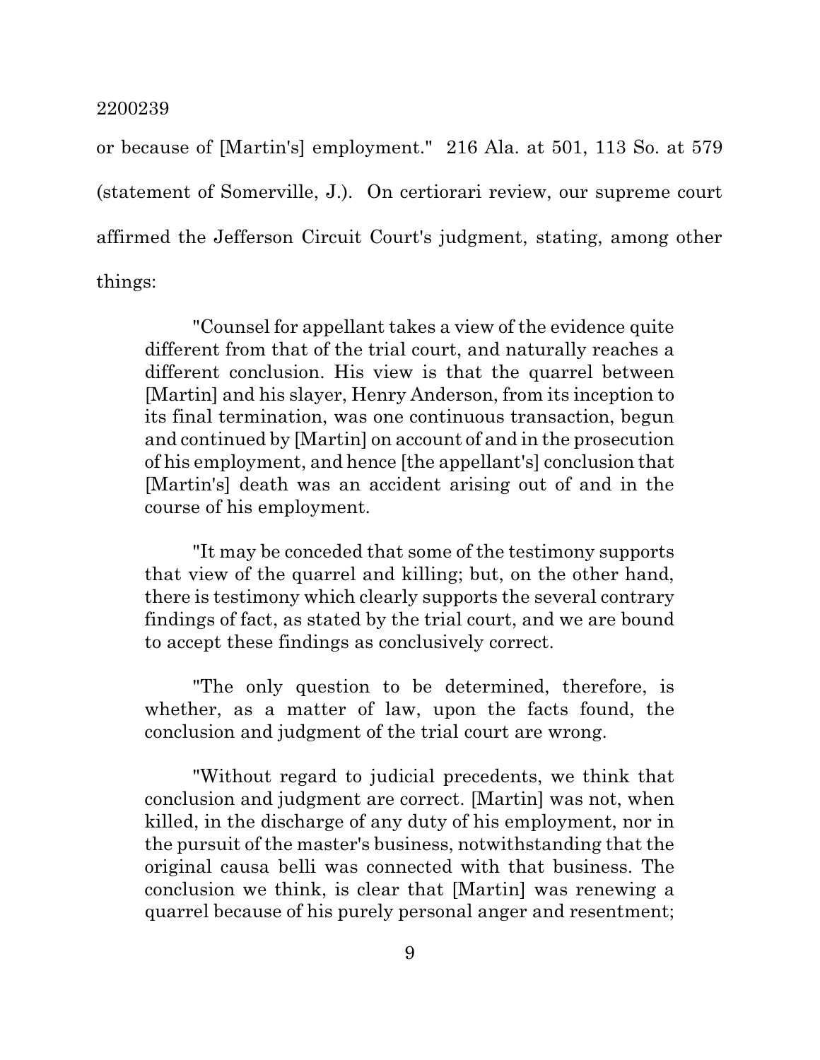or because of [Martin's] employment." 216 Ala. at 501, 113 So. at 579 (statement of Somerville, J.). On certiorari review, our supreme court affirmed the Jefferson Circuit Court's judgment, stating, among other things:

> "Counsel for appellant takes a view of the evidence quite different from that of the trial court, and naturally reaches a different conclusion. His view is that the quarrel between [Martin] and his slayer, Henry Anderson, from its inception to its final termination, was one continuous transaction, begun and continued by [Martin] on account of and in the prosecution of his employment, and hence [the appellant's] conclusion that [Martin's] death was an accident arising out of and in the course of his employment.
>
> "It may be conceded that some of the testimony supports that view of the quarrel and killing; but, on the other hand, there is testimony which clearly supports the several contrary findings of fact, as stated by the trial court, and we are bound to accept these findings as conclusively correct.
>
> "The only question to be determined, therefore, is whether, as a matter of law, upon the facts found, the conclusion and judgment of the trial court are wrong.
>
> "Without regard to judicial precedents, we think that conclusion and judgment are correct. [Martin] was not, when killed, in the discharge of any duty of his employment, nor in the pursuit of the master's business, notwithstanding that the original causa belli was connected with that business. The conclusion we think, is clear that [Martin] was renewing a quarrel because of his purely personal anger and resentment;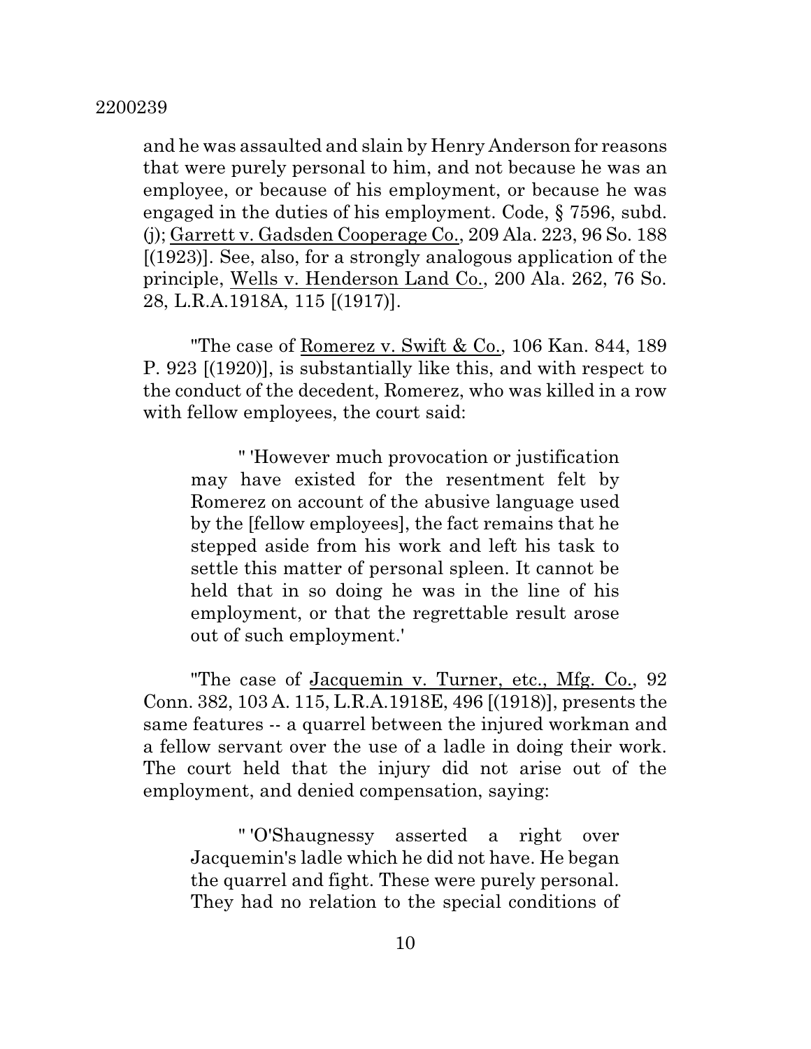and he was assaulted and slain by Henry Anderson for reasons that were purely personal to him, and not because he was an employee, or because of his employment, or because he was engaged in the duties of his employment. Code, § 7596, subd. (j); Garrett v. Gadsden Cooperage Co., 209 Ala. 223, 96 So. 188 [(1923)]. See, also, for a strongly analogous application of the principle, Wells v. Henderson Land Co., 200 Ala. 262, 76 So. 28, L.R.A.1918A, 115 [(1917)].

"The case of Romerez v. Swift & Co., 106 Kan. 844, 189 P. 923 [(1920)], is substantially like this, and with respect to the conduct of the decedent, Romerez, who was killed in a row with fellow employees, the court said:

> " 'However much provocation or justification may have existed for the resentment felt by Romerez on account of the abusive language used by the [fellow employees], the fact remains that he stepped aside from his work and left his task to settle this matter of personal spleen. It cannot be held that in so doing he was in the line of his employment, or that the regrettable result arose out of such employment.'

"The case of Jacquemin v. Turner, etc., Mfg. Co., 92 Conn. 382, 103 A. 115, L.R.A.1918E, 496 [(1918)], presents the same features -- a quarrel between the injured workman and a fellow servant over the use of a ladle in doing their work. The court held that the injury did not arise out of the employment, and denied compensation, saying:

> " 'O'Shaugnessy asserted a right over Jacquemin's ladle which he did not have. He began the quarrel and fight. These were purely personal. They had no relation to the special conditions of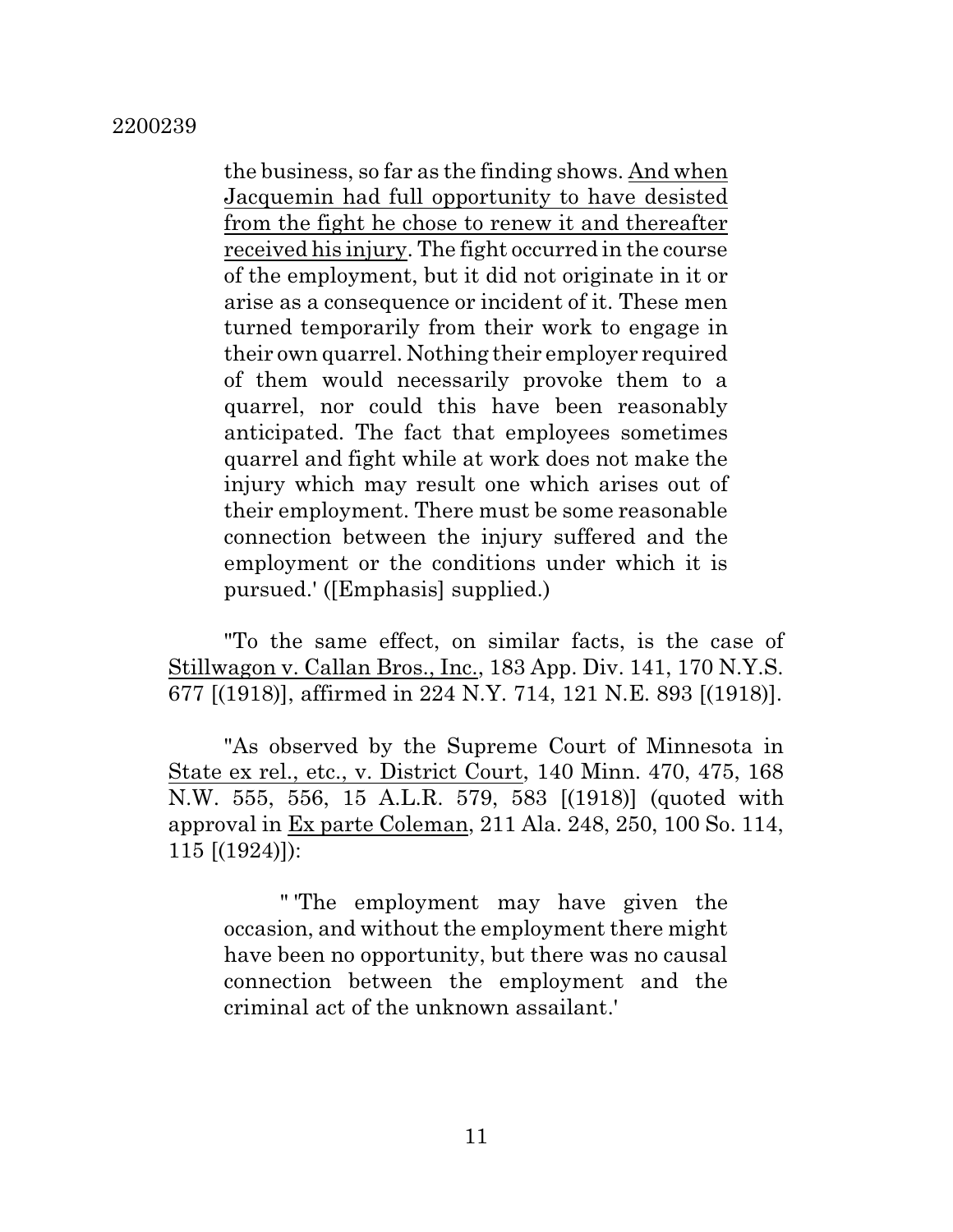the business, so far as the finding shows. <u>And when Jacquemin had full opportunity to have desisted from the fight he chose to renew it and thereafter received his injury</u>. The fight occurred in the course of the employment, but it did not originate in it or arise as a consequence or incident of it. These men turned temporarily from their work to engage in their own quarrel. Nothing their employer required of them would necessarily provoke them to a quarrel, nor could this have been reasonably anticipated. The fact that employees sometimes quarrel and fight while at work does not make the injury which may result one which arises out of their employment. There must be some reasonable connection between the injury suffered and the employment or the conditions under which it is pursued.' ([Emphasis] supplied.)

"To the same effect, on similar facts, is the case of <u>Stillwagon v. Callan Bros., Inc.</u>, 183 App. Div. 141, 170 N.Y.S. 677 [(1918)], affirmed in 224 N.Y. 714, 121 N.E. 893 [(1918)].

"As observed by the Supreme Court of Minnesota in <u>State ex rel., etc., v. District Court</u>, 140 Minn. 470, 475, 168 N.W. 555, 556, 15 A.L.R. 579, 583 [(1918)] (quoted with approval in <u>Ex parte Coleman</u>, 211 Ala. 248, 250, 100 So. 114, 115 [(1924)]):

> " 'The employment may have given the occasion, and without the employment there might have been no opportunity, but there was no causal connection between the employment and the criminal act of the unknown assailant.'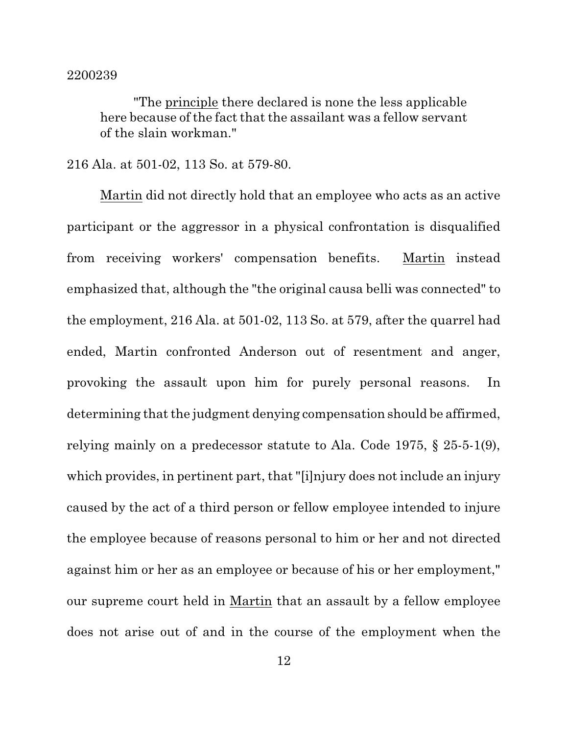"The principle there declared is none the less applicable here because of the fact that the assailant was a fellow servant of the slain workman."

216 Ala. at 501-02, 113 So. at 579-80.

Martin did not directly hold that an employee who acts as an active participant or the aggressor in a physical confrontation is disqualified from receiving workers' compensation benefits. Martin instead emphasized that, although the "the original causa belli was connected" to the employment, 216 Ala. at 501-02, 113 So. at 579, after the quarrel had ended, Martin confronted Anderson out of resentment and anger, provoking the assault upon him for purely personal reasons. In determining that the judgment denying compensation should be affirmed, relying mainly on a predecessor statute to Ala. Code 1975, § 25-5-1(9), which provides, in pertinent part, that "[i]njury does not include an injury caused by the act of a third person or fellow employee intended to injure the employee because of reasons personal to him or her and not directed against him or her as an employee or because of his or her employment," our supreme court held in Martin that an assault by a fellow employee does not arise out of and in the course of the employment when the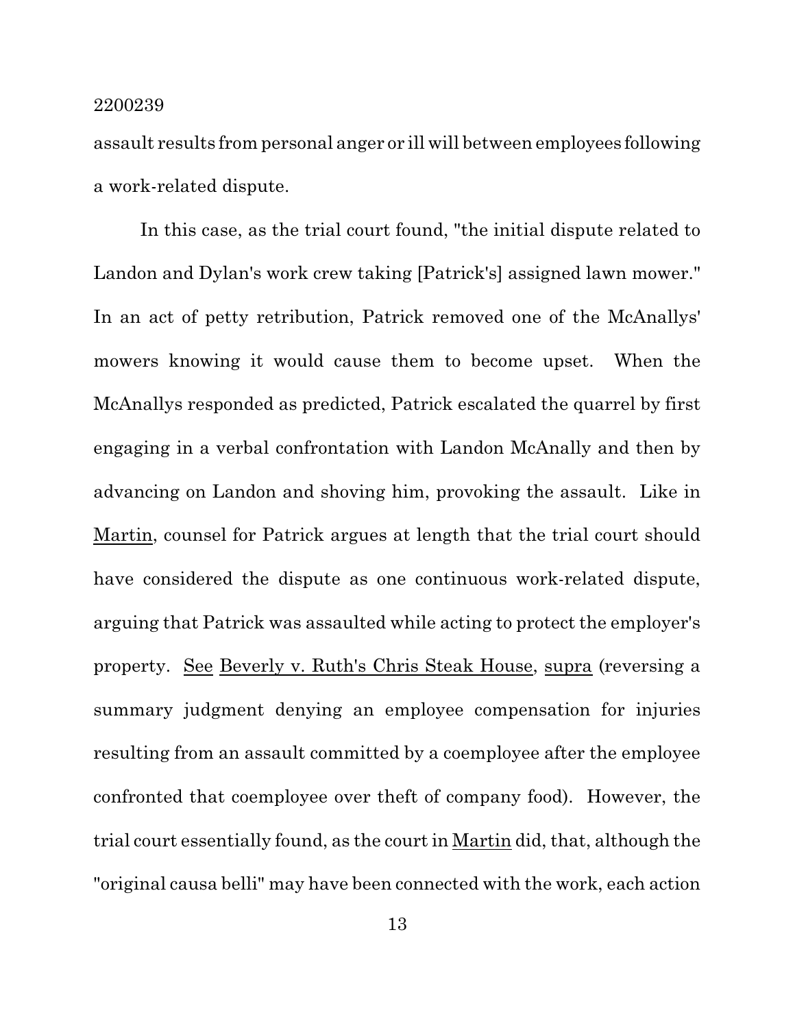assault results from personal anger or ill will between employees following a work-related dispute.

In this case, as the trial court found, "the initial dispute related to Landon and Dylan's work crew taking [Patrick's] assigned lawn mower." In an act of petty retribution, Patrick removed one of the McAnallys' mowers knowing it would cause them to become upset. When the McAnallys responded as predicted, Patrick escalated the quarrel by first engaging in a verbal confrontation with Landon McAnally and then by advancing on Landon and shoving him, provoking the assault. Like in Martin, counsel for Patrick argues at length that the trial court should have considered the dispute as one continuous work-related dispute, arguing that Patrick was assaulted while acting to protect the employer's property. See Beverly v. Ruth's Chris Steak House, supra (reversing a summary judgment denying an employee compensation for injuries resulting from an assault committed by a coemployee after the employee confronted that coemployee over theft of company food). However, the trial court essentially found, as the court in Martin did, that, although the "original causa belli" may have been connected with the work, each action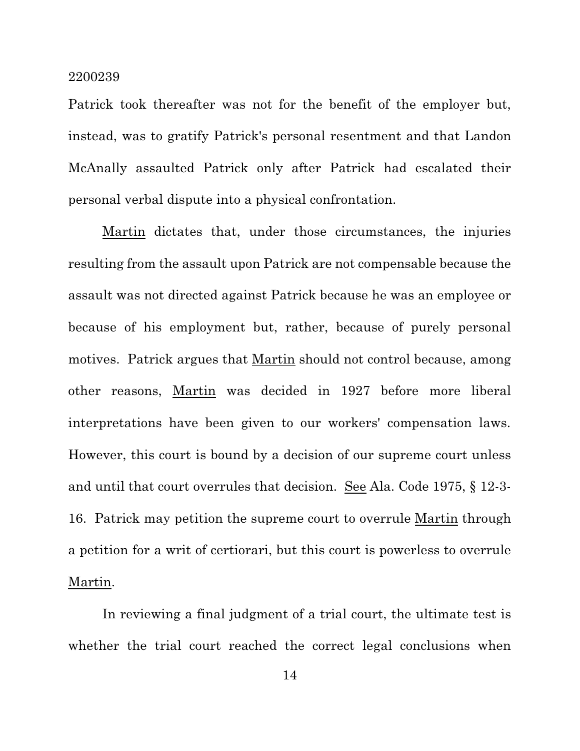Patrick took thereafter was not for the benefit of the employer but, instead, was to gratify Patrick's personal resentment and that Landon McAnally assaulted Patrick only after Patrick had escalated their personal verbal dispute into a physical confrontation.

Martin dictates that, under those circumstances, the injuries resulting from the assault upon Patrick are not compensable because the assault was not directed against Patrick because he was an employee or because of his employment but, rather, because of purely personal motives. Patrick argues that Martin should not control because, among other reasons, Martin was decided in 1927 before more liberal interpretations have been given to our workers' compensation laws. However, this court is bound by a decision of our supreme court unless and until that court overrules that decision. See Ala. Code 1975, § 12-3-16. Patrick may petition the supreme court to overrule Martin through a petition for a writ of certiorari, but this court is powerless to overrule Martin.

In reviewing a final judgment of a trial court, the ultimate test is whether the trial court reached the correct legal conclusions when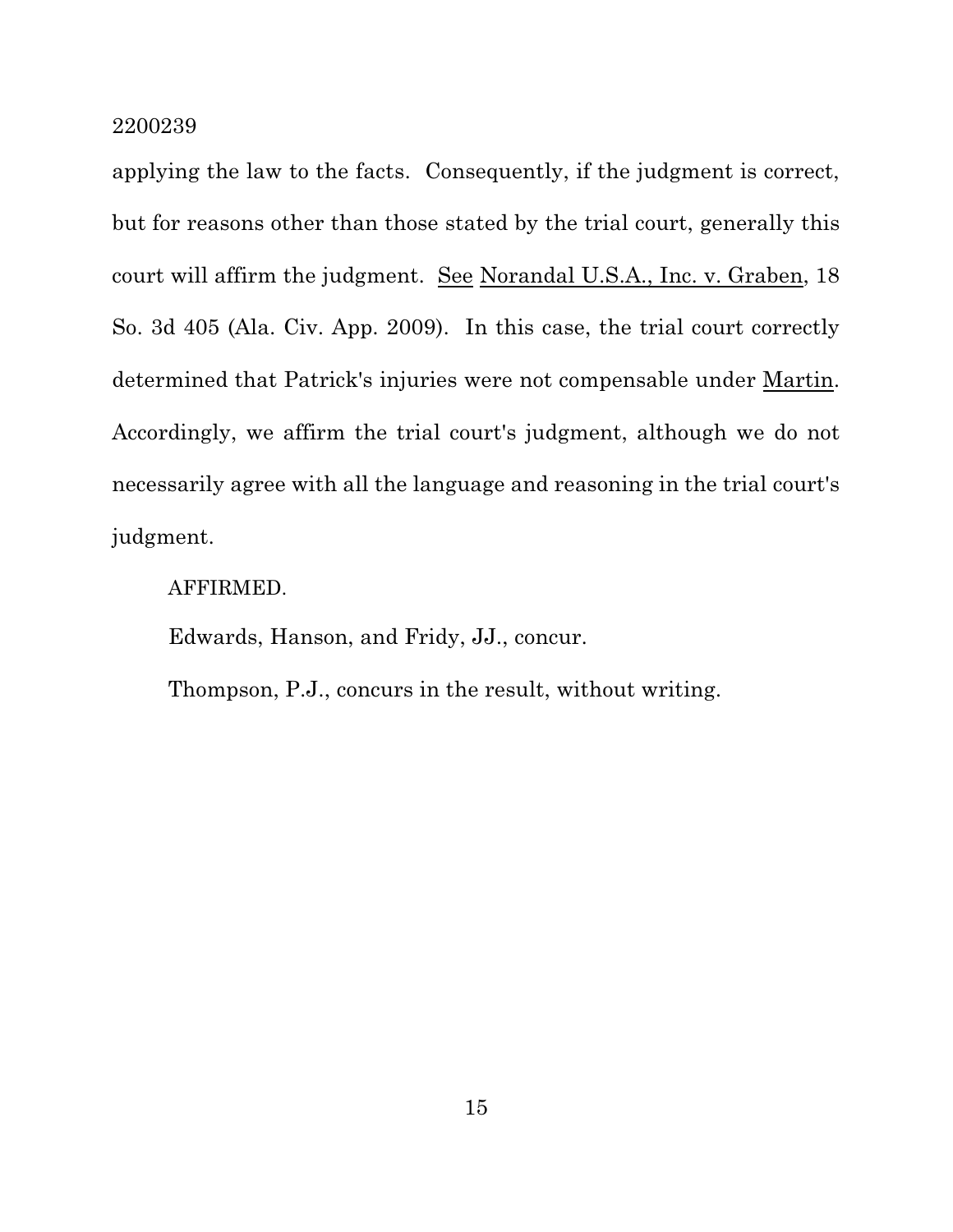applying the law to the facts. Consequently, if the judgment is correct, but for reasons other than those stated by the trial court, generally this court will affirm the judgment. See Norandal U.S.A., Inc. v. Graben, 18 So. 3d 405 (Ala. Civ. App. 2009). In this case, the trial court correctly determined that Patrick's injuries were not compensable under Martin. Accordingly, we affirm the trial court's judgment, although we do not necessarily agree with all the language and reasoning in the trial court's judgment.

AFFIRMED.

Edwards, Hanson, and Fridy, JJ., concur.

Thompson, P.J., concurs in the result, without writing.